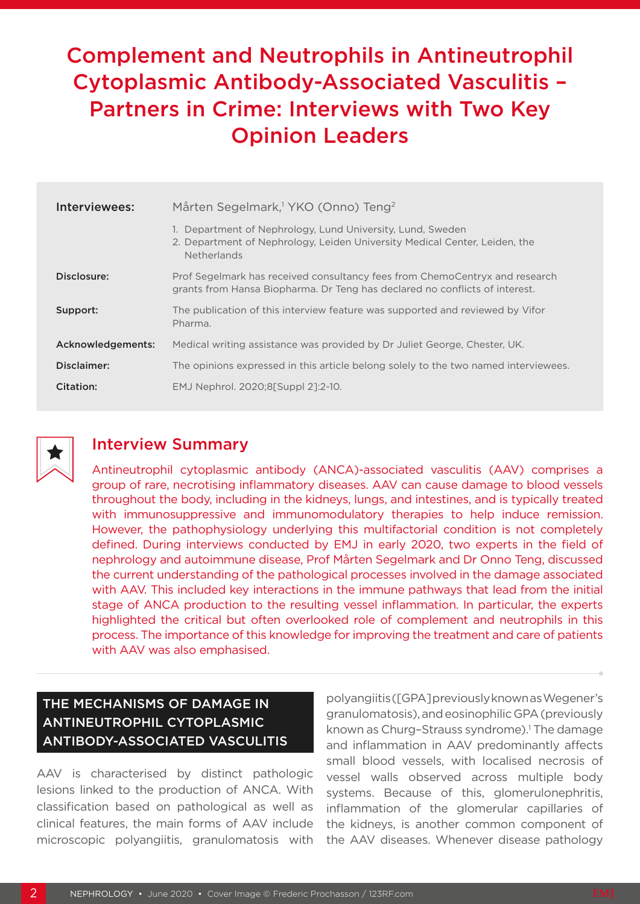# Complement and Neutrophils in Antineutrophil Cytoplasmic Antibody-Associated Vasculitis – Partners in Crime: Interviews with Two Key Opinion Leaders

**Interviewees:** Mårten Segelmark,[1] YKO (Onno) Teng[2]

1. Department of Nephrology, Lund University, Lund, Sweden
2. Department of Nephrology, Leiden University Medical Center, Leiden, the Netherlands

**Disclosure:** Prof Segelmark has received consultancy fees from ChemoCentryx and research grants from Hansa Biopharma. Dr Teng has declared no conflicts of interest.

**Support:** The publication of this interview feature was supported and reviewed by Vifor Pharma.

**Acknowledgements:** Medical writing assistance was provided by Dr Juliet George, Chester, UK.

**Disclaimer:** The opinions expressed in this article belong solely to the two named interviewees.

**Citation:** EMJ Nephrol. 2020;8[Suppl 2]:2-10.

## Interview Summary

Antineutrophil cytoplasmic antibody (ANCA)-associated vasculitis (AAV) comprises a group of rare, necrotising inflammatory diseases. AAV can cause damage to blood vessels throughout the body, including in the kidneys, lungs, and intestines, and is typically treated with immunosuppressive and immunomodulatory therapies to help induce remission. However, the pathophysiology underlying this multifactorial condition is not completely defined. During interviews conducted by EMJ in early 2020, two experts in the field of nephrology and autoimmune disease, Prof Mårten Segelmark and Dr Onno Teng, discussed the current understanding of the pathological processes involved in the damage associated with AAV. This included key interactions in the immune pathways that lead from the initial stage of ANCA production to the resulting vessel inflammation. In particular, the experts highlighted the critical but often overlooked role of complement and neutrophils in this process. The importance of this knowledge for improving the treatment and care of patients with AAV was also emphasised.

## THE MECHANISMS OF DAMAGE IN ANTINEUTROPHIL CYTOPLASMIC ANTIBODY-ASSOCIATED VASCULITIS

AAV is characterised by distinct pathologic lesions linked to the production of ANCA. With classification based on pathological as well as clinical features, the main forms of AAV include microscopic polyangiitis, granulomatosis with polyangiitis ([GPA] previously known as Wegener's granulomatosis), and eosinophilic GPA (previously known as Churg–Strauss syndrome).[1] The damage and inflammation in AAV predominantly affects small blood vessels, with localised necrosis of vessel walls observed across multiple body systems. Because of this, glomerulonephritis, inflammation of the glomerular capillaries of the kidneys, is another common component of the AAV diseases. Whenever disease pathology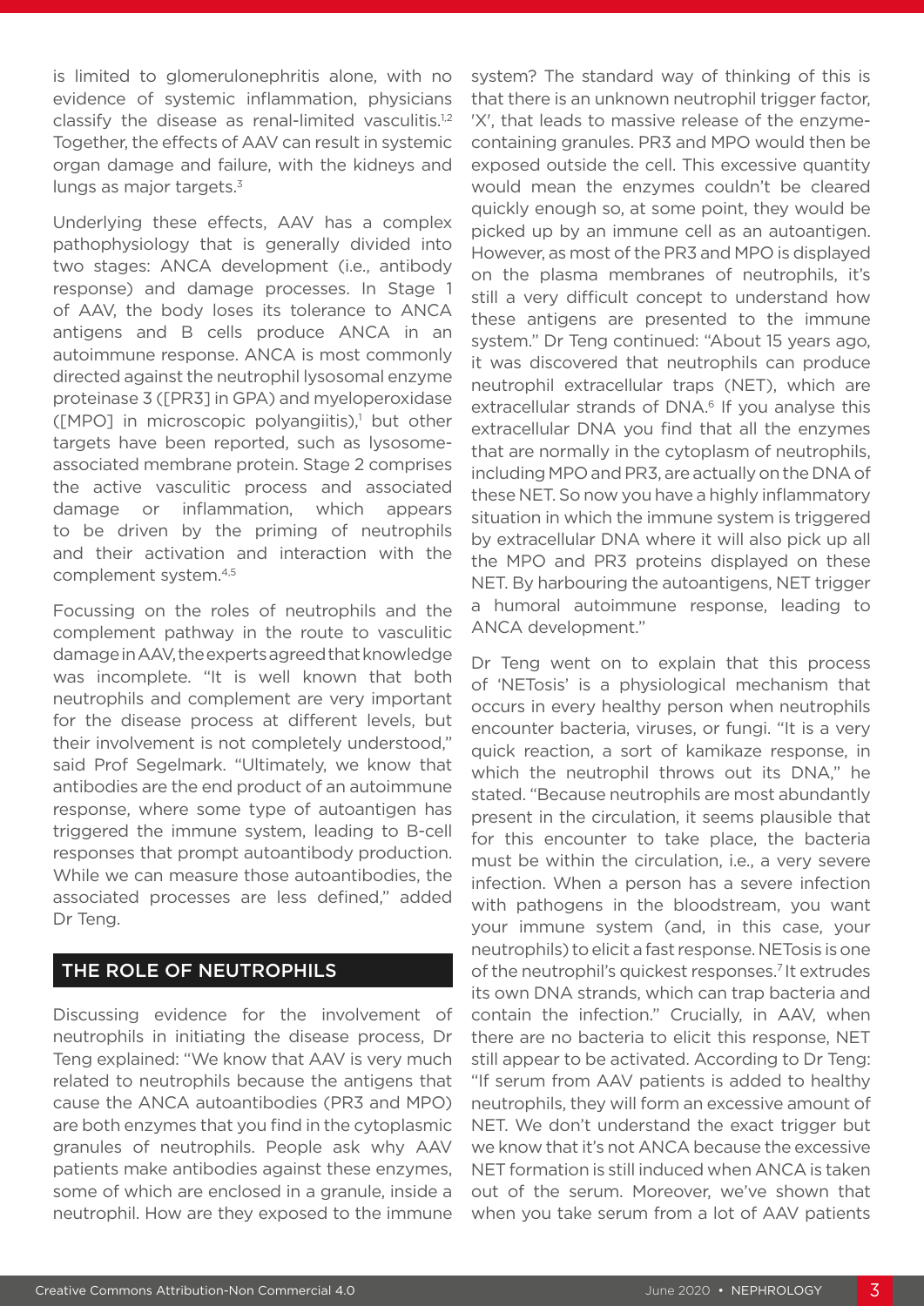is limited to glomerulonephritis alone, with no evidence of systemic inflammation, physicians classify the disease as renal-limited vasculitis.[1,2] Together, the effects of AAV can result in systemic organ damage and failure, with the kidneys and lungs as major targets.[3]

Underlying these effects, AAV has a complex pathophysiology that is generally divided into two stages: ANCA development (i.e., antibody response) and damage processes. In Stage 1 of AAV, the body loses its tolerance to ANCA antigens and B cells produce ANCA in an autoimmune response. ANCA is most commonly directed against the neutrophil lysosomal enzyme proteinase 3 ([PR3] in GPA) and myeloperoxidase ([MPO] in microscopic polyangiitis),[1] but other targets have been reported, such as lysosome-associated membrane protein. Stage 2 comprises the active vasculitic process and associated damage or inflammation, which appears to be driven by the priming of neutrophils and their activation and interaction with the complement system.[4,5]

Focussing on the roles of neutrophils and the complement pathway in the route to vasculitic damage in AAV, the experts agreed that knowledge was incomplete. "It is well known that both neutrophils and complement are very important for the disease process at different levels, but their involvement is not completely understood," said Prof Segelmark. "Ultimately, we know that antibodies are the end product of an autoimmune response, where some type of autoantigen has triggered the immune system, leading to B-cell responses that prompt autoantibody production. While we can measure those autoantibodies, the associated processes are less defined," added Dr Teng.

## THE ROLE OF NEUTROPHILS

Discussing evidence for the involvement of neutrophils in initiating the disease process, Dr Teng explained: "We know that AAV is very much related to neutrophils because the antigens that cause the ANCA autoantibodies (PR3 and MPO) are both enzymes that you find in the cytoplasmic granules of neutrophils. People ask why AAV patients make antibodies against these enzymes, some of which are enclosed in a granule, inside a neutrophil. How are they exposed to the immune system? The standard way of thinking of this is that there is an unknown neutrophil trigger factor, 'X', that leads to massive release of the enzyme-containing granules. PR3 and MPO would then be exposed outside the cell. This excessive quantity would mean the enzymes couldn't be cleared quickly enough so, at some point, they would be picked up by an immune cell as an autoantigen. However, as most of the PR3 and MPO is displayed on the plasma membranes of neutrophils, it's still a very difficult concept to understand how these antigens are presented to the immune system." Dr Teng continued: "About 15 years ago, it was discovered that neutrophils can produce neutrophil extracellular traps (NET), which are extracellular strands of DNA.[6] If you analyse this extracellular DNA you find that all the enzymes that are normally in the cytoplasm of neutrophils, including MPO and PR3, are actually on the DNA of these NET. So now you have a highly inflammatory situation in which the immune system is triggered by extracellular DNA where it will also pick up all the MPO and PR3 proteins displayed on these NET. By harbouring the autoantigens, NET trigger a humoral autoimmune response, leading to ANCA development."

Dr Teng went on to explain that this process of 'NETosis' is a physiological mechanism that occurs in every healthy person when neutrophils encounter bacteria, viruses, or fungi. "It is a very quick reaction, a sort of kamikaze response, in which the neutrophil throws out its DNA," he stated. "Because neutrophils are most abundantly present in the circulation, it seems plausible that for this encounter to take place, the bacteria must be within the circulation, i.e., a very severe infection. When a person has a severe infection with pathogens in the bloodstream, you want your immune system (and, in this case, your neutrophils) to elicit a fast response. NETosis is one of the neutrophil's quickest responses.[7] It extrudes its own DNA strands, which can trap bacteria and contain the infection." Crucially, in AAV, when there are no bacteria to elicit this response, NET still appear to be activated. According to Dr Teng: "If serum from AAV patients is added to healthy neutrophils, they will form an excessive amount of NET. We don't understand the exact trigger but we know that it's not ANCA because the excessive NET formation is still induced when ANCA is taken out of the serum. Moreover, we've shown that when you take serum from a lot of AAV patients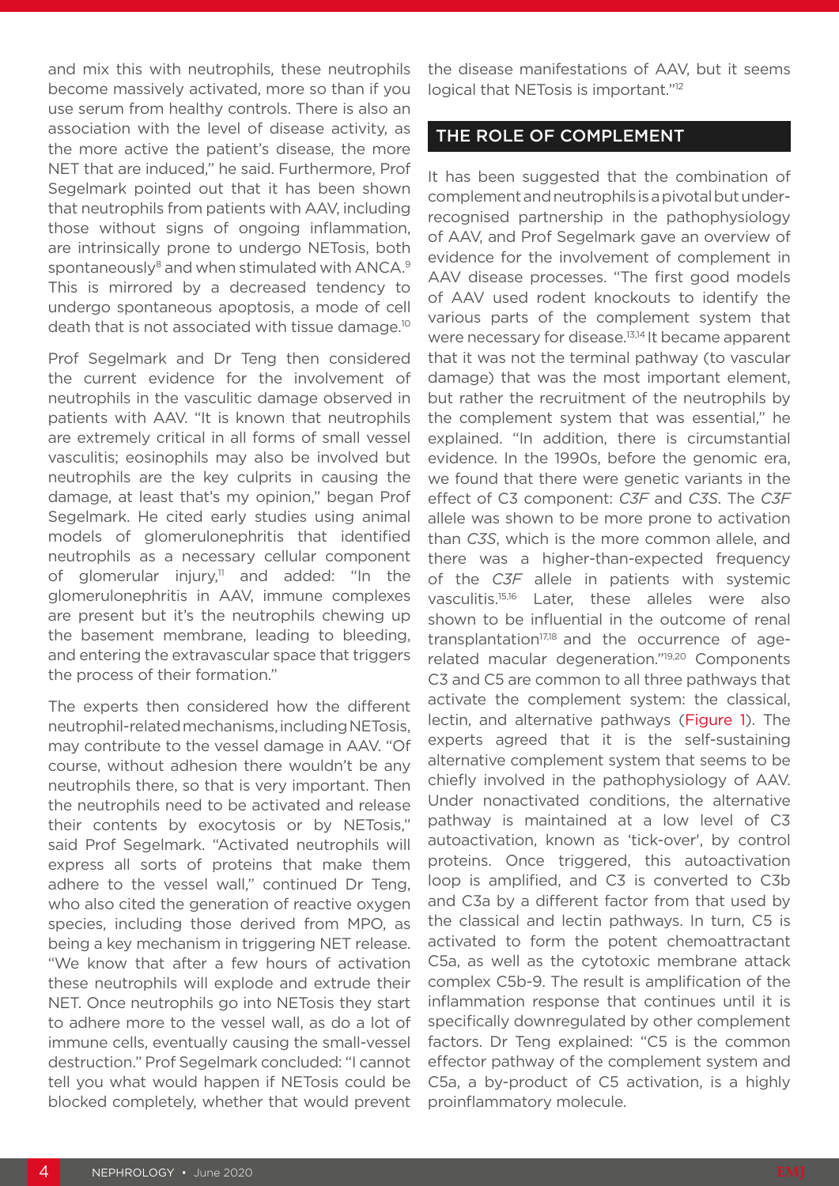and mix this with neutrophils, these neutrophils become massively activated, more so than if you use serum from healthy controls. There is also an association with the level of disease activity, as the more active the patient's disease, the more NET that are induced," he said. Furthermore, Prof Segelmark pointed out that it has been shown that neutrophils from patients with AAV, including those without signs of ongoing inflammation, are intrinsically prone to undergo NETosis, both spontaneously[8] and when stimulated with ANCA.[9] This is mirrored by a decreased tendency to undergo spontaneous apoptosis, a mode of cell death that is not associated with tissue damage.[10]

Prof Segelmark and Dr Teng then considered the current evidence for the involvement of neutrophils in the vasculitic damage observed in patients with AAV. "It is known that neutrophils are extremely critical in all forms of small vessel vasculitis; eosinophils may also be involved but neutrophils are the key culprits in causing the damage, at least that's my opinion," began Prof Segelmark. He cited early studies using animal models of glomerulonephritis that identified neutrophils as a necessary cellular component of glomerular injury,[11] and added: "In the glomerulonephritis in AAV, immune complexes are present but it's the neutrophils chewing up the basement membrane, leading to bleeding, and entering the extravascular space that triggers the process of their formation."

The experts then considered how the different neutrophil-related mechanisms, including NETosis, may contribute to the vessel damage in AAV. "Of course, without adhesion there wouldn't be any neutrophils there, so that is very important. Then the neutrophils need to be activated and release their contents by exocytosis or by NETosis," said Prof Segelmark. "Activated neutrophils will express all sorts of proteins that make them adhere to the vessel wall," continued Dr Teng, who also cited the generation of reactive oxygen species, including those derived from MPO, as being a key mechanism in triggering NET release. "We know that after a few hours of activation these neutrophils will explode and extrude their NET. Once neutrophils go into NETosis they start to adhere more to the vessel wall, as do a lot of immune cells, eventually causing the small-vessel destruction." Prof Segelmark concluded: "I cannot tell you what would happen if NETosis could be blocked completely, whether that would prevent the disease manifestations of AAV, but it seems logical that NETosis is important."[12]

## THE ROLE OF COMPLEMENT

It has been suggested that the combination of complement and neutrophils is a pivotal but under-recognised partnership in the pathophysiology of AAV, and Prof Segelmark gave an overview of evidence for the involvement of complement in AAV disease processes. "The first good models of AAV used rodent knockouts to identify the various parts of the complement system that were necessary for disease.[13,14] It became apparent that it was not the terminal pathway (to vascular damage) that was the most important element, but rather the recruitment of the neutrophils by the complement system that was essential," he explained. "In addition, there is circumstantial evidence. In the 1990s, before the genomic era, we found that there were genetic variants in the effect of C3 component: *C3F* and *C3S*. The *C3F* allele was shown to be more prone to activation than *C3S*, which is the more common allele, and there was a higher-than-expected frequency of the *C3F* allele in patients with systemic vasculitis.[15,16] Later, these alleles were also shown to be influential in the outcome of renal transplantation[17,18] and the occurrence of age-related macular degeneration."[19,20] Components C3 and C5 are common to all three pathways that activate the complement system: the classical, lectin, and alternative pathways (Figure 1). The experts agreed that it is the self-sustaining alternative complement system that seems to be chiefly involved in the pathophysiology of AAV. Under nonactivated conditions, the alternative pathway is maintained at a low level of C3 autoactivation, known as 'tick-over', by control proteins. Once triggered, this autoactivation loop is amplified, and C3 is converted to C3b and C3a by a different factor from that used by the classical and lectin pathways. In turn, C5 is activated to form the potent chemoattractant C5a, as well as the cytotoxic membrane attack complex C5b-9. The result is amplification of the inflammation response that continues until it is specifically downregulated by other complement factors. Dr Teng explained: "C5 is the common effector pathway of the complement system and C5a, a by-product of C5 activation, is a highly proinflammatory molecule.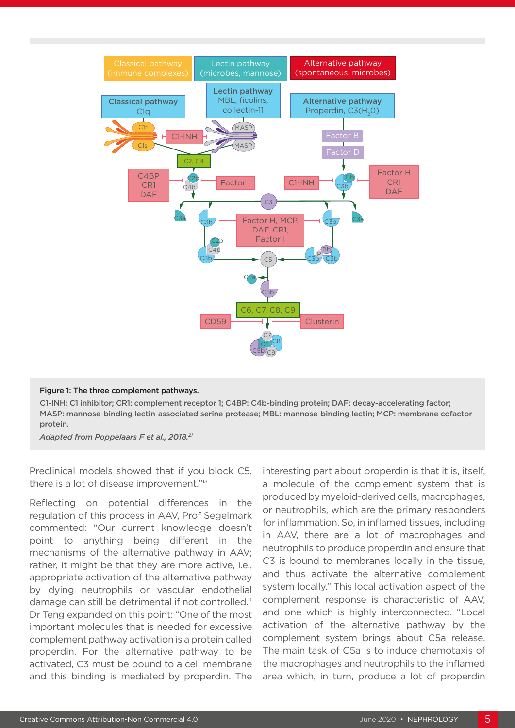**Figure 1: The three complement pathways.**

C1-INH: C1 inhibitor; CR1: complement receptor 1; C4BP: C4b-binding protein; DAF: decay-accelerating factor; MASP: mannose-binding lectin-associated serine protease; MBL: mannose-binding lectin; MCP: membrane cofactor protein.

*Adapted from Poppelaars F et al., 2018.*[21]

Preclinical models showed that if you block C5, there is a lot of disease improvement."[13]

Reflecting on potential differences in the regulation of this process in AAV, Prof Segelmark commented: "Our current knowledge doesn't point to anything being different in the mechanisms of the alternative pathway in AAV; rather, it might be that they are more active, i.e., appropriate activation of the alternative pathway by dying neutrophils or vascular endothelial damage can still be detrimental if not controlled." Dr Teng expanded on this point: "One of the most important molecules that is needed for excessive complement pathway activation is a protein called properdin. For the alternative pathway to be activated, C3 must be bound to a cell membrane and this binding is mediated by properdin. The interesting part about properdin is that it is, itself, a molecule of the complement system that is produced by myeloid-derived cells, macrophages, or neutrophils, which are the primary responders for inflammation. So, in inflamed tissues, including in AAV, there are a lot of macrophages and neutrophils to produce properdin and ensure that C3 is bound to membranes locally in the tissue, and thus activate the alternative complement system locally." This local activation aspect of the complement response is characteristic of AAV, and one which is highly interconnected. "Local activation of the alternative pathway by the complement system brings about C5a release. The main task of C5a is to induce chemotaxis of the macrophages and neutrophils to the inflamed area which, in turn, produce a lot of properdin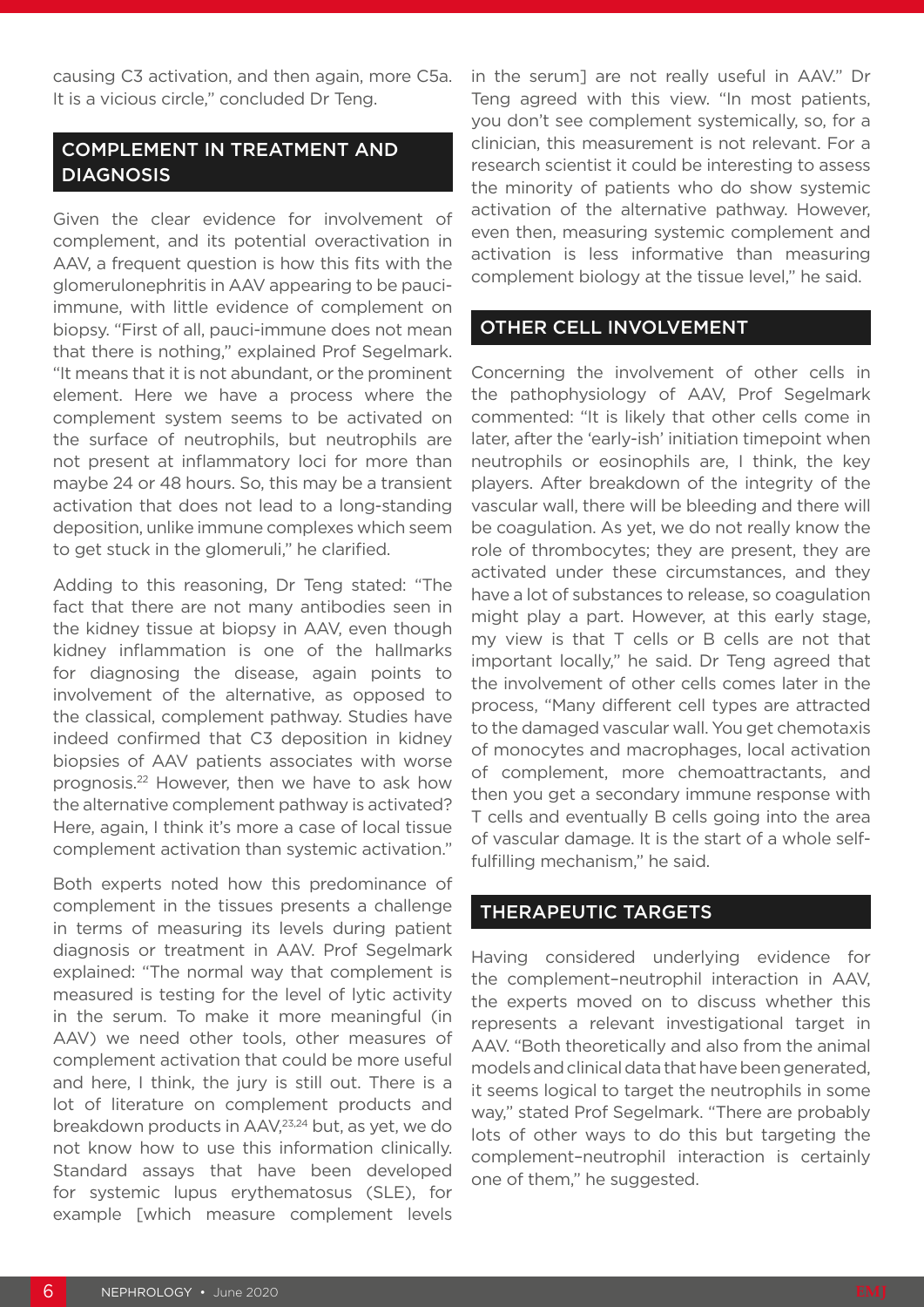causing C3 activation, and then again, more C5a. It is a vicious circle," concluded Dr Teng.

## COMPLEMENT IN TREATMENT AND DIAGNOSIS

Given the clear evidence for involvement of complement, and its potential overactivation in AAV, a frequent question is how this fits with the glomerulonephritis in AAV appearing to be pauci-immune, with little evidence of complement on biopsy. "First of all, pauci-immune does not mean that there is nothing," explained Prof Segelmark. "It means that it is not abundant, or the prominent element. Here we have a process where the complement system seems to be activated on the surface of neutrophils, but neutrophils are not present at inflammatory loci for more than maybe 24 or 48 hours. So, this may be a transient activation that does not lead to a long-standing deposition, unlike immune complexes which seem to get stuck in the glomeruli," he clarified.

Adding to this reasoning, Dr Teng stated: "The fact that there are not many antibodies seen in the kidney tissue at biopsy in AAV, even though kidney inflammation is one of the hallmarks for diagnosing the disease, again points to involvement of the alternative, as opposed to the classical, complement pathway. Studies have indeed confirmed that C3 deposition in kidney biopsies of AAV patients associates with worse prognosis.[22] However, then we have to ask how the alternative complement pathway is activated? Here, again, I think it's more a case of local tissue complement activation than systemic activation."

Both experts noted how this predominance of complement in the tissues presents a challenge in terms of measuring its levels during patient diagnosis or treatment in AAV. Prof Segelmark explained: "The normal way that complement is measured is testing for the level of lytic activity in the serum. To make it more meaningful (in AAV) we need other tools, other measures of complement activation that could be more useful and here, I think, the jury is still out. There is a lot of literature on complement products and breakdown products in AAV,[23,24] but, as yet, we do not know how to use this information clinically. Standard assays that have been developed for systemic lupus erythematosus (SLE), for example [which measure complement levels in the serum] are not really useful in AAV." Dr Teng agreed with this view. "In most patients, you don't see complement systemically, so, for a clinician, this measurement is not relevant. For a research scientist it could be interesting to assess the minority of patients who do show systemic activation of the alternative pathway. However, even then, measuring systemic complement and activation is less informative than measuring complement biology at the tissue level," he said.

## OTHER CELL INVOLVEMENT

Concerning the involvement of other cells in the pathophysiology of AAV, Prof Segelmark commented: "It is likely that other cells come in later, after the 'early-ish' initiation timepoint when neutrophils or eosinophils are, I think, the key players. After breakdown of the integrity of the vascular wall, there will be bleeding and there will be coagulation. As yet, we do not really know the role of thrombocytes; they are present, they are activated under these circumstances, and they have a lot of substances to release, so coagulation might play a part. However, at this early stage, my view is that T cells or B cells are not that important locally," he said. Dr Teng agreed that the involvement of other cells comes later in the process, "Many different cell types are attracted to the damaged vascular wall. You get chemotaxis of monocytes and macrophages, local activation of complement, more chemoattractants, and then you get a secondary immune response with T cells and eventually B cells going into the area of vascular damage. It is the start of a whole self-fulfilling mechanism," he said.

## THERAPEUTIC TARGETS

Having considered underlying evidence for the complement–neutrophil interaction in AAV, the experts moved on to discuss whether this represents a relevant investigational target in AAV. "Both theoretically and also from the animal models and clinical data that have been generated, it seems logical to target the neutrophils in some way," stated Prof Segelmark. "There are probably lots of other ways to do this but targeting the complement–neutrophil interaction is certainly one of them," he suggested.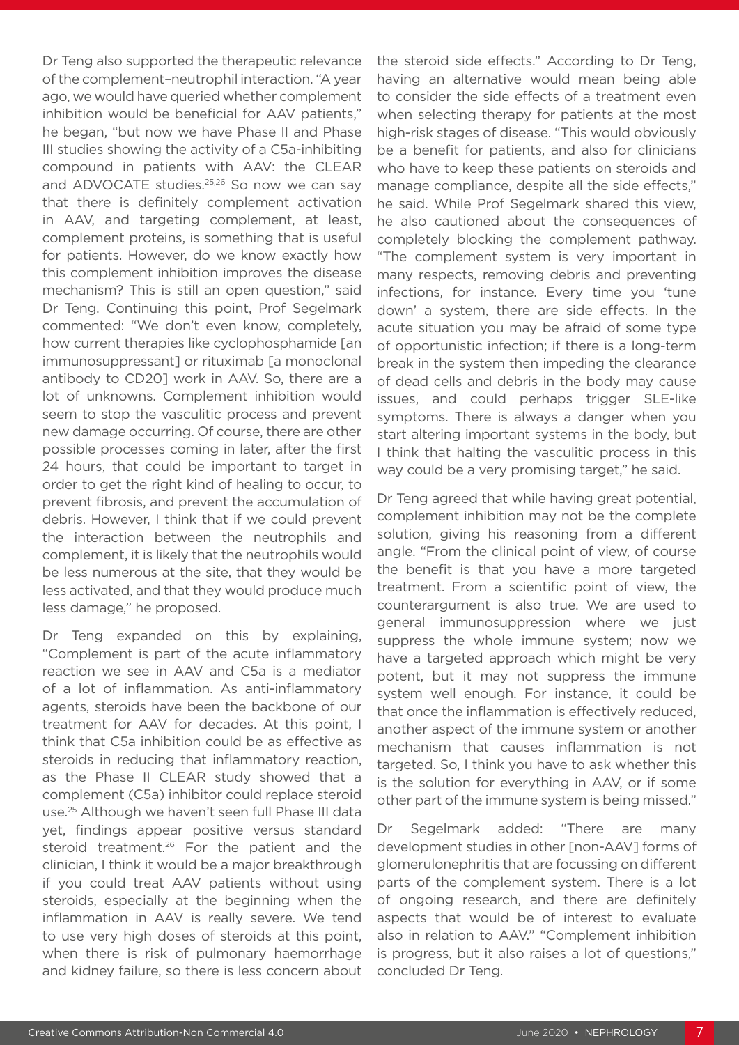Dr Teng also supported the therapeutic relevance of the complement–neutrophil interaction. "A year ago, we would have queried whether complement inhibition would be beneficial for AAV patients," he began, "but now we have Phase II and Phase III studies showing the activity of a C5a-inhibiting compound in patients with AAV: the CLEAR and ADVOCATE studies.[25,26] So now we can say that there is definitely complement activation in AAV, and targeting complement, at least, complement proteins, is something that is useful for patients. However, do we know exactly how this complement inhibition improves the disease mechanism? This is still an open question," said Dr Teng. Continuing this point, Prof Segelmark commented: "We don't even know, completely, how current therapies like cyclophosphamide [an immunosuppressant] or rituximab [a monoclonal antibody to CD20] work in AAV. So, there are a lot of unknowns. Complement inhibition would seem to stop the vasculitic process and prevent new damage occurring. Of course, there are other possible processes coming in later, after the first 24 hours, that could be important to target in order to get the right kind of healing to occur, to prevent fibrosis, and prevent the accumulation of debris. However, I think that if we could prevent the interaction between the neutrophils and complement, it is likely that the neutrophils would be less numerous at the site, that they would be less activated, and that they would produce much less damage," he proposed.

Dr Teng expanded on this by explaining, "Complement is part of the acute inflammatory reaction we see in AAV and C5a is a mediator of a lot of inflammation. As anti-inflammatory agents, steroids have been the backbone of our treatment for AAV for decades. At this point, I think that C5a inhibition could be as effective as steroids in reducing that inflammatory reaction, as the Phase II CLEAR study showed that a complement (C5a) inhibitor could replace steroid use.[25] Although we haven't seen full Phase III data yet, findings appear positive versus standard steroid treatment.[26] For the patient and the clinician, I think it would be a major breakthrough if you could treat AAV patients without using steroids, especially at the beginning when the inflammation in AAV is really severe. We tend to use very high doses of steroids at this point, when there is risk of pulmonary haemorrhage and kidney failure, so there is less concern about the steroid side effects." According to Dr Teng, having an alternative would mean being able to consider the side effects of a treatment even when selecting therapy for patients at the most high-risk stages of disease. "This would obviously be a benefit for patients, and also for clinicians who have to keep these patients on steroids and manage compliance, despite all the side effects," he said. While Prof Segelmark shared this view, he also cautioned about the consequences of completely blocking the complement pathway. "The complement system is very important in many respects, removing debris and preventing infections, for instance. Every time you 'tune down' a system, there are side effects. In the acute situation you may be afraid of some type of opportunistic infection; if there is a long-term break in the system then impeding the clearance of dead cells and debris in the body may cause issues, and could perhaps trigger SLE-like symptoms. There is always a danger when you start altering important systems in the body, but I think that halting the vasculitic process in this way could be a very promising target," he said.

Dr Teng agreed that while having great potential, complement inhibition may not be the complete solution, giving his reasoning from a different angle. "From the clinical point of view, of course the benefit is that you have a more targeted treatment. From a scientific point of view, the counterargument is also true. We are used to general immunosuppression where we just suppress the whole immune system; now we have a targeted approach which might be very potent, but it may not suppress the immune system well enough. For instance, it could be that once the inflammation is effectively reduced, another aspect of the immune system or another mechanism that causes inflammation is not targeted. So, I think you have to ask whether this is the solution for everything in AAV, or if some other part of the immune system is being missed."

Dr Segelmark added: "There are many development studies in other [non-AAV] forms of glomerulonephritis that are focussing on different parts of the complement system. There is a lot of ongoing research, and there are definitely aspects that would be of interest to evaluate also in relation to AAV." "Complement inhibition is progress, but it also raises a lot of questions," concluded Dr Teng.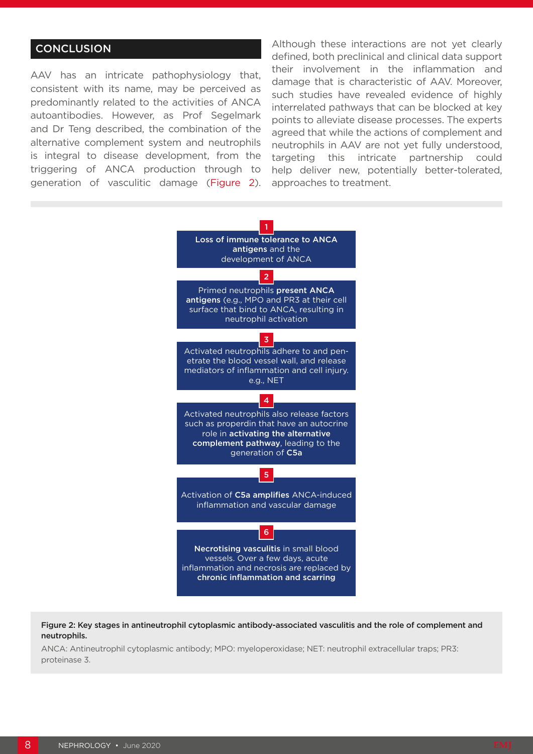## CONCLUSION

AAV has an intricate pathophysiology that, consistent with its name, may be perceived as predominantly related to the activities of ANCA autoantibodies. However, as Prof Segelmark and Dr Teng described, the combination of the alternative complement system and neutrophils is integral to disease development, from the triggering of ANCA production through to generation of vasculitic damage (Figure 2). Although these interactions are not yet clearly defined, both preclinical and clinical data support their involvement in the inflammation and damage that is characteristic of AAV. Moreover, such studies have revealed evidence of highly interrelated pathways that can be blocked at key points to alleviate disease processes. The experts agreed that while the actions of complement and neutrophils in AAV are not yet fully understood, targeting this intricate partnership could help deliver new, potentially better-tolerated, approaches to treatment.

1. **Loss of immune tolerance to ANCA antigens** and the development of ANCA

2. Primed neutrophils **present ANCA antigens** (e.g., MPO and PR3 at their cell surface that bind to ANCA, resulting in neutrophil activation

3. Activated neutrophils adhere to and penetrate the blood vessel wall, and release mediators of inflammation and cell injury. e.g., NET

4. Activated neutrophils also release factors such as properdin that have an autocrine role in **activating the alternative complement pathway**, leading to the generation of **C5a**

5. Activation of **C5a amplifies** ANCA-induced inflammation and vascular damage

6. **Necrotising vasculitis** in small blood vessels. Over a few days, acute inflammation and necrosis are replaced by **chronic inflammation and scarring**

**Figure 2: Key stages in antineutrophil cytoplasmic antibody-associated vasculitis and the role of complement and neutrophils.**

ANCA: Antineutrophil cytoplasmic antibody; MPO: myeloperoxidase; NET: neutrophil extracellular traps; PR3: proteinase 3.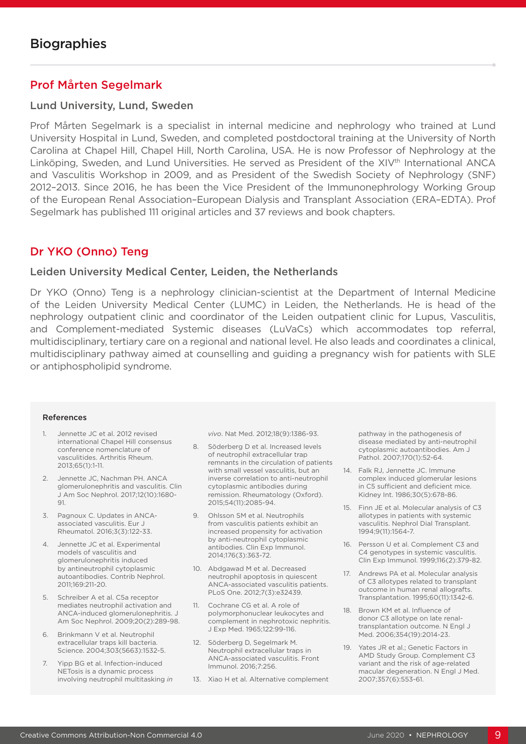# Biographies

## Prof Mårten Segelmark

### Lund University, Lund, Sweden

Prof Mårten Segelmark is a specialist in internal medicine and nephrology who trained at Lund University Hospital in Lund, Sweden, and completed postdoctoral training at the University of North Carolina at Chapel Hill, Chapel Hill, North Carolina, USA. He is now Professor of Nephrology at the Linköping, Sweden, and Lund Universities. He served as President of the XIV$^{th}$ International ANCA and Vasculitis Workshop in 2009, and as President of the Swedish Society of Nephrology (SNF) 2012–2013. Since 2016, he has been the Vice President of the Immunonephrology Working Group of the European Renal Association–European Dialysis and Transplant Association (ERA–EDTA). Prof Segelmark has published 111 original articles and 37 reviews and book chapters.

## Dr YKO (Onno) Teng

### Leiden University Medical Center, Leiden, the Netherlands

Dr YKO (Onno) Teng is a nephrology clinician-scientist at the Department of Internal Medicine of the Leiden University Medical Center (LUMC) in Leiden, the Netherlands. He is head of the nephrology outpatient clinic and coordinator of the Leiden outpatient clinic for Lupus, Vasculitis, and Complement-mediated Systemic diseases (LuVaCs) which accommodates top referral, multidisciplinary, tertiary care on a regional and national level. He also leads and coordinates a clinical, multidisciplinary pathway aimed at counselling and guiding a pregnancy wish for patients with SLE or antiphospholipid syndrome.

#### References

1. Jennette JC et al. 2012 revised international Chapel Hill consensus conference nomenclature of vasculitides. Arthritis Rheum. 2013;65(1):1-11.
2. Jennette JC, Nachman PH. ANCA glomerulonephritis and vasculitis. Clin J Am Soc Nephrol. 2017;12(10):1680-91.
3. Pagnoux C. Updates in ANCA-associated vasculitis. Eur J Rheumatol. 2016;3(3):122-33.
4. Jennette JC et al. Experimental models of vasculitis and glomerulonephritis induced by antineutrophil cytoplasmic autoantibodies. Contrib Nephrol. 2011;169:211-20.
5. Schreiber A et al. C5a receptor mediates neutrophil activation and ANCA-induced glomerulonephritis. J Am Soc Nephrol. 2009;20(2):289-98.
6. Brinkmann V et al. Neutrophil extracellular traps kill bacteria. Science. 2004;303(5663):1532-5.
7. Yipp BG et al. Infection-induced NETosis is a dynamic process involving neutrophil multitasking *in vivo*. Nat Med. 2012;18(9):1386-93.
8. Söderberg D et al. Increased levels of neutrophil extracellular trap remnants in the circulation of patients with small vessel vasculitis, but an inverse correlation to anti-neutrophil cytoplasmic antibodies during remission. Rheumatology (Oxford). 2015;54(11):2085-94.
9. Ohlsson SM et al. Neutrophils from vasculitis patients exhibit an increased propensity for activation by anti-neutrophil cytoplasmic antibodies. Clin Exp Immunol. 2014;176(3):363-72.
10. Abdgawad M et al. Decreased neutrophil apoptosis in quiescent ANCA-associated vasculitis patients. PLoS One. 2012;7(3):e32439.
11. Cochrane CG et al. A role of polymorphonuclear leukocytes and complement in nephrotoxic nephritis. J Exp Med. 1965;122:99-116.
12. Söderberg D, Segelmark M. Neutrophil extracellular traps in ANCA-associated vasculitis. Front Immunol. 2016;7:256.
13. Xiao H et al. Alternative complement pathway in the pathogenesis of disease mediated by anti-neutrophil cytoplasmic autoantibodies. Am J Pathol. 2007;170(1):52-64.
14. Falk RJ, Jennette JC. Immune complex induced glomerular lesions in C5 sufficient and deficient mice. Kidney Int. 1986;30(5):678-86.
15. Finn JE et al. Molecular analysis of C3 allotypes in patients with systemic vasculitis. Nephrol Dial Transplant. 1994;9(11):1564-7.
16. Persson U et al. Complement C3 and C4 genotypes in systemic vasculitis. Clin Exp Immunol. 1999;116(2):379-82.
17. Andrews PA et al. Molecular analysis of C3 allotypes related to transplant outcome in human renal allografts. Transplantation. 1995;60(11):1342-6.
18. Brown KM et al. Influence of donor C3 allotype on late renal-transplantation outcome. N Engl J Med. 2006;354(19):2014-23.
19. Yates JR et al.; Genetic Factors in AMD Study Group. Complement C3 variant and the risk of age-related macular degeneration. N Engl J Med. 2007;357(6):553-61.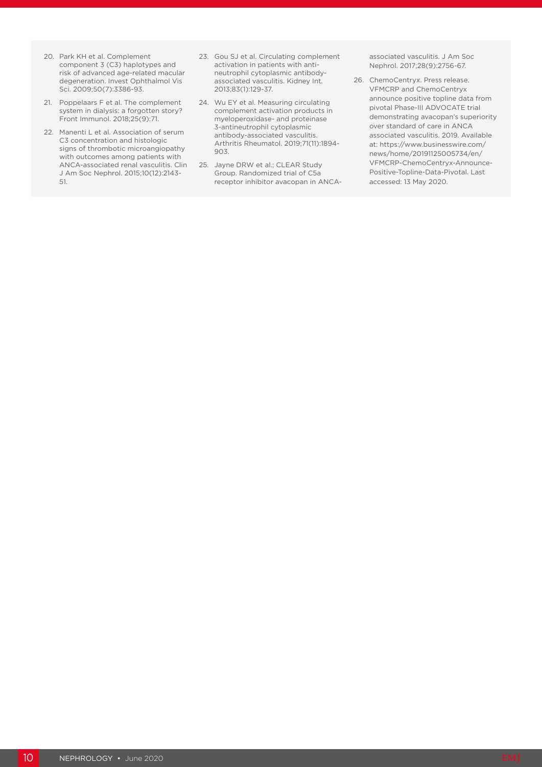20. Park KH et al. Complement component 3 (C3) haplotypes and risk of advanced age-related macular degeneration. Invest Ophthalmol Vis Sci. 2009;50(7):3386-93.
21. Poppelaars F et al. The complement system in dialysis: a forgotten story? Front Immunol. 2018;25(9):71.
22. Manenti L et al. Association of serum C3 concentration and histologic signs of thrombotic microangiopathy with outcomes among patients with ANCA-associated renal vasculitis. Clin J Am Soc Nephrol. 2015;10(12):2143-51.
23. Gou SJ et al. Circulating complement activation in patients with anti-neutrophil cytoplasmic antibody-associated vasculitis. Kidney Int. 2013;83(1):129-37.
24. Wu EY et al. Measuring circulating complement activation products in myeloperoxidase- and proteinase 3-antineutrophil cytoplasmic antibody-associated vasculitis. Arthritis Rheumatol. 2019;71(11):1894-903.
25. Jayne DRW et al.; CLEAR Study Group. Randomized trial of C5a receptor inhibitor avacopan in ANCA-associated vasculitis. J Am Soc Nephrol. 2017;28(9):2756-67.
26. ChemoCentryx. Press release. VFMCRP and ChemoCentryx announce positive topline data from pivotal Phase-III ADVOCATE trial demonstrating avacopan's superiority over standard of care in ANCA associated vasculitis. 2019. Available at: https://www.businesswire.com/news/home/20191125005734/en/VFMCRP-ChemoCentryx-Announce-Positive-Topline-Data-Pivotal. Last accessed: 13 May 2020.